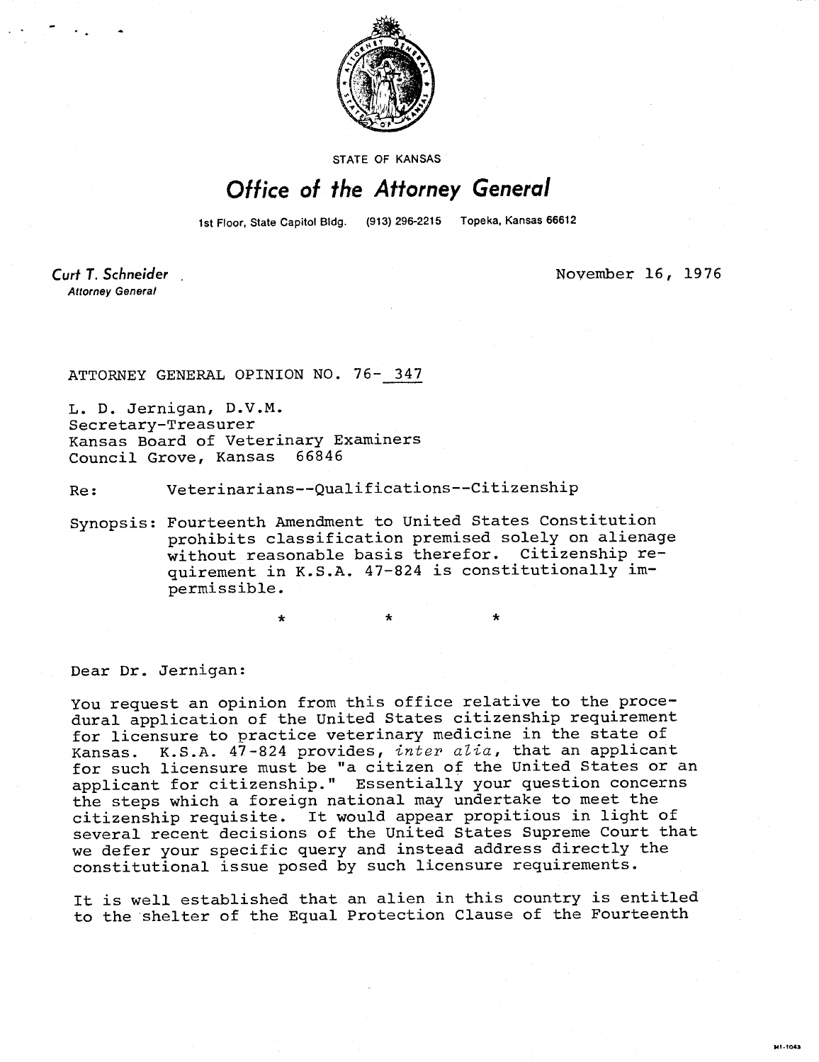STATE OF KANSAS

# Office of the Attorney General

1st Floor, State Capitol Bldg. (913) 296-2215 Topeka, Kansas 66612

**Curt T. Schneider**
*Attorney General*

November 16, 1976

ATTORNEY GENERAL OPINION NO. 76- 347

L. D. Jernigan, D.V.M.
Secretary-Treasurer
Kansas Board of Veterinary Examiners
Council Grove, Kansas 66846

Re: Veterinarians--Qualifications--Citizenship

Synopsis: Fourteenth Amendment to United States Constitution prohibits classification premised solely on alienage without reasonable basis therefor. Citizenship requirement in K.S.A. 47-824 is constitutionally impermissible.

\* \* \*

Dear Dr. Jernigan:

You request an opinion from this office relative to the procedural application of the United States citizenship requirement for licensure to practice veterinary medicine in the state of Kansas. K.S.A. 47-824 provides, *inter alia*, that an applicant for such licensure must be "a citizen of the United States or an applicant for citizenship." Essentially your question concerns the steps which a foreign national may undertake to meet the citizenship requisite. It would appear propitious in light of several recent decisions of the United States Supreme Court that we defer your specific query and instead address directly the constitutional issue posed by such licensure requirements.

It is well established that an alien in this country is entitled to the shelter of the Equal Protection Clause of the Fourteenth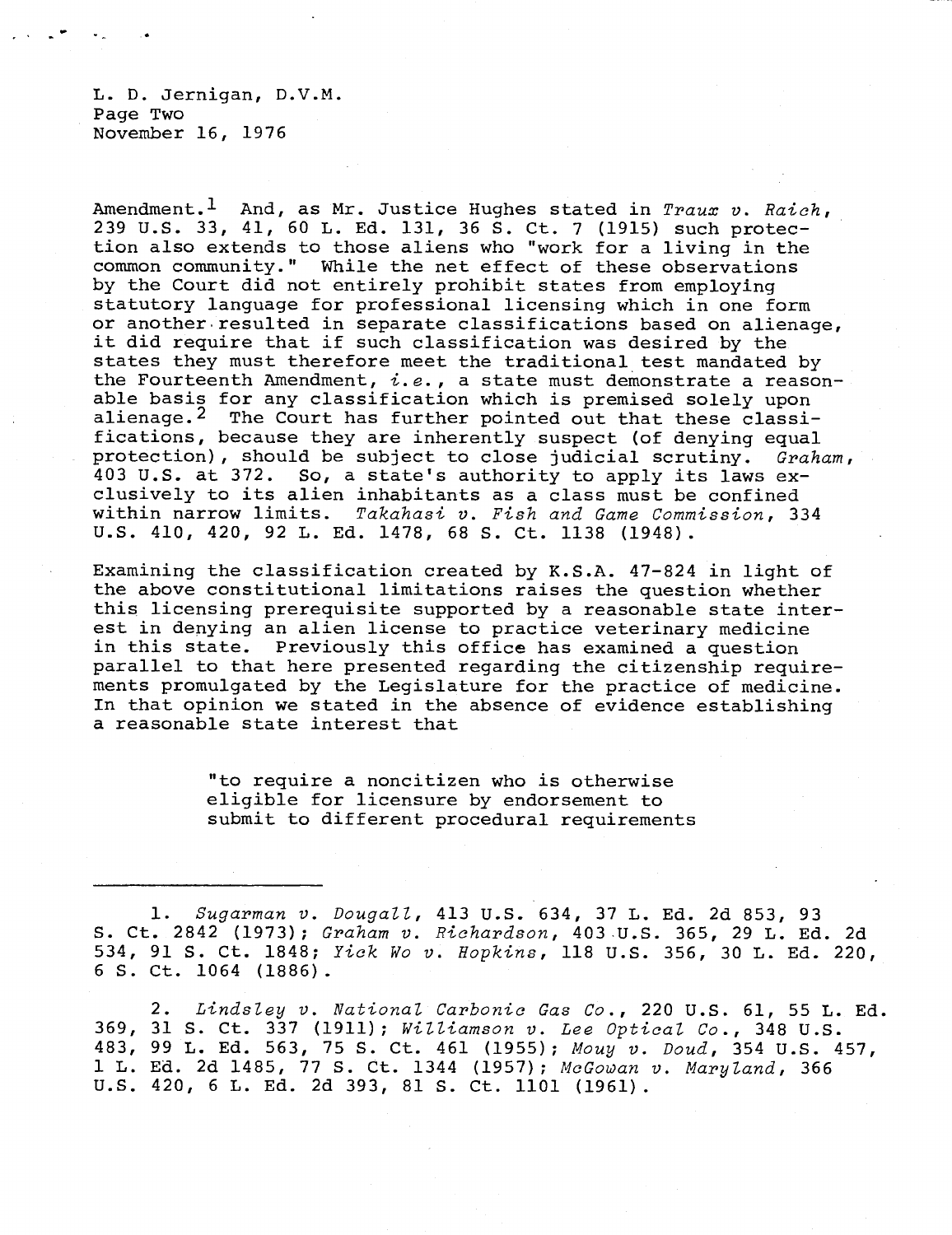Amendment.[1] And, as Mr. Justice Hughes stated in *Traux v. Raich*, 239 U.S. 33, 41, 60 L. Ed. 131, 36 S. Ct. 7 (1915) such protection also extends to those aliens who "work for a living in the common community." While the net effect of these observations by the Court did not entirely prohibit states from employing statutory language for professional licensing which in one form or another resulted in separate classifications based on alienage, it did require that if such classification was desired by the states they must therefore meet the traditional test mandated by the Fourteenth Amendment, *i.e.*, a state must demonstrate a reasonable basis for any classification which is premised solely upon alienage.[2] The Court has further pointed out that these classifications, because they are inherently suspect (of denying equal protection), should be subject to close judicial scrutiny. *Graham*, 403 U.S. at 372. So, a state's authority to apply its laws exclusively to its alien inhabitants as a class must be confined within narrow limits. *Takahasi v. Fish and Game Commission*, 334 U.S. 410, 420, 92 L. Ed. 1478, 68 S. Ct. 1138 (1948).

Examining the classification created by K.S.A. 47-824 in light of the above constitutional limitations raises the question whether this licensing prerequisite supported by a reasonable state interest in denying an alien license to practice veterinary medicine in this state. Previously this office has examined a question parallel to that here presented regarding the citizenship requirements promulgated by the Legislature for the practice of medicine. In that opinion we stated in the absence of evidence establishing a reasonable state interest that

> "to require a noncitizen who is otherwise eligible for licensure by endorsement to submit to different procedural requirements

---

1. *Sugarman v. Dougall*, 413 U.S. 634, 37 L. Ed. 2d 853, 93 S. Ct. 2842 (1973); *Graham v. Richardson*, 403 U.S. 365, 29 L. Ed. 2d 534, 91 S. Ct. 1848; *Yick Wo v. Hopkins*, 118 U.S. 356, 30 L. Ed. 220, 6 S. Ct. 1064 (1886).

2. *Lindsley v. National Carbonic Gas Co.*, 220 U.S. 61, 55 L. Ed. 369, 31 S. Ct. 337 (1911); *Williamson v. Lee Optical Co.*, 348 U.S. 483, 99 L. Ed. 563, 75 S. Ct. 461 (1955); *Mouy v. Doud*, 354 U.S. 457, 1 L. Ed. 2d 1485, 77 S. Ct. 1344 (1957); *McGowan v. Maryland*, 366 U.S. 420, 6 L. Ed. 2d 393, 81 S. Ct. 1101 (1961).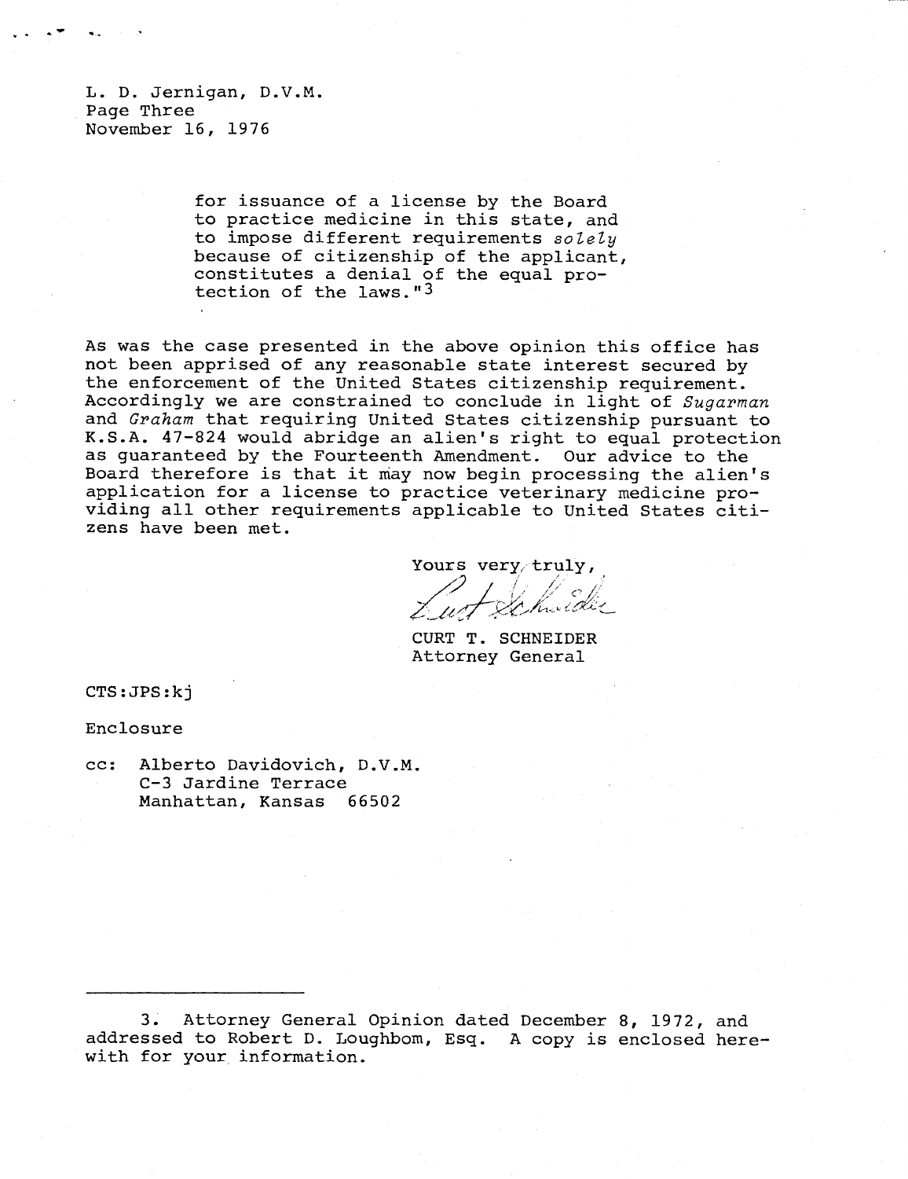L. D. Jernigan, D.V.M.
Page Three
November 16, 1976

> for issuance of a license by the Board to practice medicine in this state, and to impose different requirements *solely* because of citizenship of the applicant, constitutes a denial of the equal protection of the laws."[3]

As was the case presented in the above opinion this office has not been apprised of any reasonable state interest secured by the enforcement of the United States citizenship requirement. Accordingly we are constrained to conclude in light of *Sugarman* and *Graham* that requiring United States citizenship pursuant to K.S.A. 47-824 would abridge an alien's right to equal protection as guaranteed by the Fourteenth Amendment. Our advice to the Board therefore is that it may now begin processing the alien's application for a license to practice veterinary medicine providing all other requirements applicable to United States citizens have been met.

Yours very truly,

CURT T. SCHNEIDER
Attorney General

CTS:JPS:kj

Enclosure

cc: Alberto Davidovich, D.V.M.
C-3 Jardine Terrace
Manhattan, Kansas 66502

---

3. Attorney General Opinion dated December 8, 1972, and addressed to Robert D. Loughbom, Esq. A copy is enclosed herewith for your information.